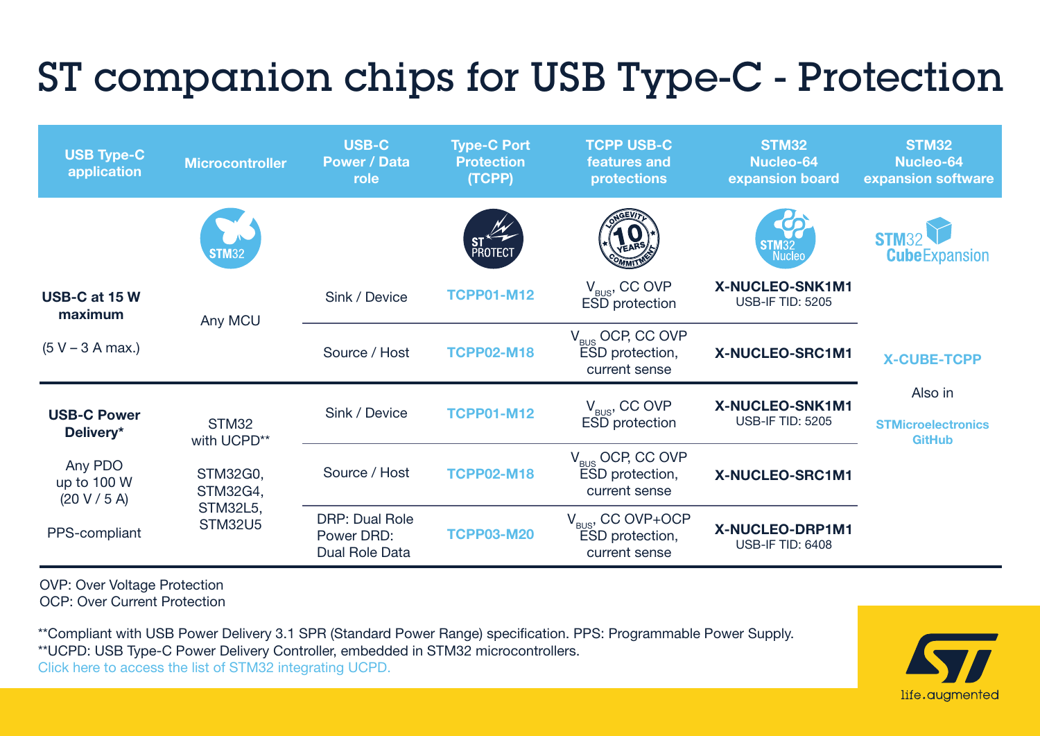# ST companion chips for USB Type-C - Protection

| USB Type-C application | Microcontroller | USB-C Power / Data role | Type-C Port Protection (TCPP) | TCPP USB-C features and protections | STM32 Nucleo-64 expansion board | STM32 Nucleo-64 expansion software |
|---|---|---|---|---|---|---|
| | STM32 | | ST PROTECT | 10 YEARS LONGEVITY COMMITMENT | STM32 Nucleo | STM32 CubeExpansion |
| **USB-C at 15 W maximum** (5 V – 3 A max.) | Any MCU | Sink / Device | **TCPP01-M12** | $V_{BUS}$, CC OVP ESD protection | **X-NUCLEO-SNK1M1** USB-IF TID: 5205 | **X-CUBE-TCPP** Also in **STMicroelectronics GitHub** |
| | | Source / Host | **TCPP02-M18** | $V_{BUS}$ OCP, CC OVP ESD protection, current sense | **X-NUCLEO-SRC1M1** | |
| **USB-C Power Delivery*** Any PDO up to 100 W (20 V / 5 A) PPS-compliant | STM32 with UCPD** STM32G0, STM32G4, STM32L5, STM32U5 | Sink / Device | **TCPP01-M12** | $V_{BUS}$, CC OVP ESD protection | **X-NUCLEO-SNK1M1** USB-IF TID: 5205 | |
| | | Source / Host | **TCPP02-M18** | $V_{BUS}$ OCP, CC OVP ESD protection, current sense | **X-NUCLEO-SRC1M1** | |
| | | DRP: Dual Role Power DRD: Dual Role Data | **TCPP03-M20** | $V_{BUS}$, CC OVP+OCP ESD protection, current sense | **X-NUCLEO-DRP1M1** USB-IF TID: 6408 | |

OVP: Over Voltage Protection
OCP: Over Current Protection

**Compliant with USB Power Delivery 3.1 SPR (Standard Power Range) specification. PPS: Programmable Power Supply.
**UCPD: USB Type-C Power Delivery Controller, embedded in STM32 microcontrollers.
Click here to access the list of STM32 integrating UCPD.

life.augmented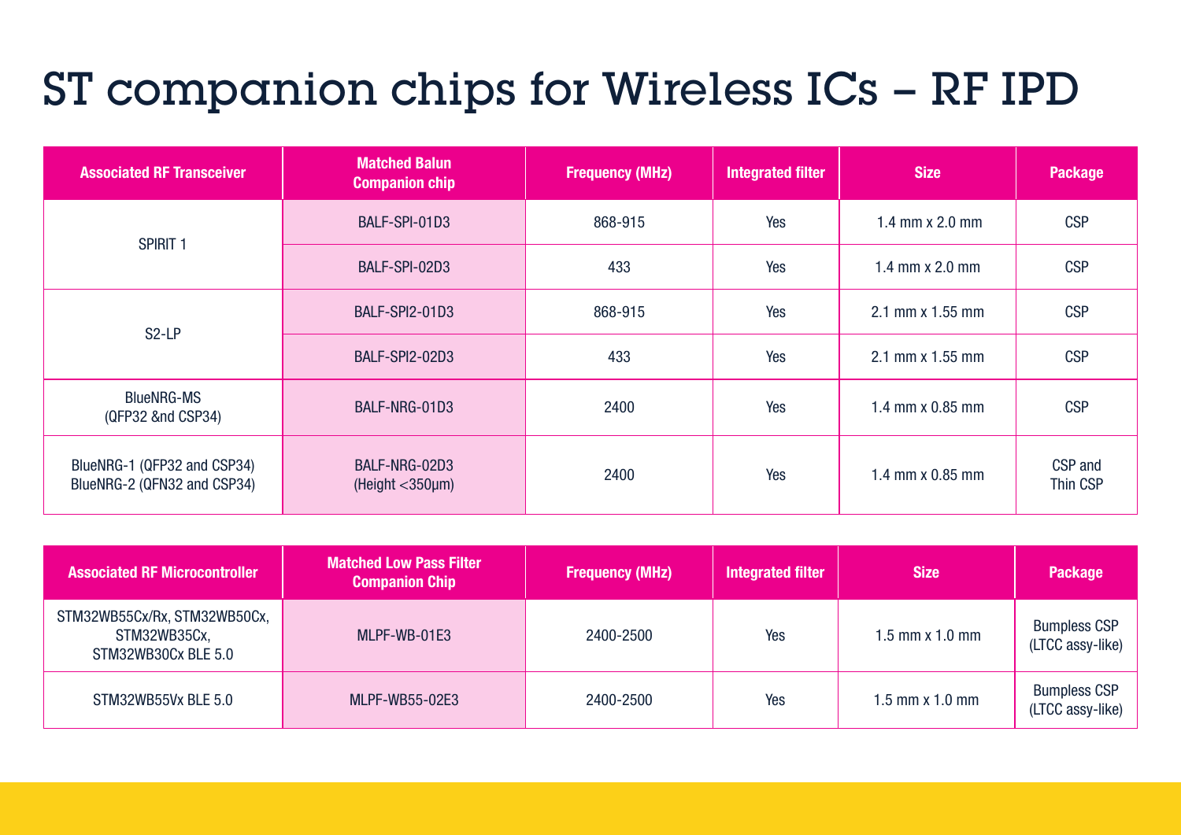# ST companion chips for Wireless ICs – RF IPD

| Associated RF Transceiver | Matched Balun Companion chip | Frequency (MHz) | Integrated filter | Size | Package |
|---|---|---|---|---|---|
| SPIRIT 1 | BALF-SPI-01D3 | 868-915 | Yes | 1.4 mm x 2.0 mm | CSP |
| | BALF-SPI-02D3 | 433 | Yes | 1.4 mm x 2.0 mm | CSP |
| S2-LP | BALF-SPI2-01D3 | 868-915 | Yes | 2.1 mm x 1.55 mm | CSP |
| | BALF-SPI2-02D3 | 433 | Yes | 2.1 mm x 1.55 mm | CSP |
| BlueNRG-MS (QFP32 &nd CSP34) | BALF-NRG-01D3 | 2400 | Yes | 1.4 mm x 0.85 mm | CSP |
| BlueNRG-1 (QFP32 and CSP34) BlueNRG-2 (QFN32 and CSP34) | BALF-NRG-02D3 (Height <350µm) | 2400 | Yes | 1.4 mm x 0.85 mm | CSP and Thin CSP |

| Associated RF Microcontroller | Matched Low Pass Filter Companion Chip | Frequency (MHz) | Integrated filter | Size | Package |
|---|---|---|---|---|---|
| STM32WB55Cx/Rx, STM32WB50Cx, STM32WB35Cx, STM32WB30Cx BLE 5.0 | MLPF-WB-01E3 | 2400-2500 | Yes | 1.5 mm x 1.0 mm | Bumpless CSP (LTCC assy-like) |
| STM32WB55Vx BLE 5.0 | MLPF-WB55-02E3 | 2400-2500 | Yes | 1.5 mm x 1.0 mm | Bumpless CSP (LTCC assy-like) |